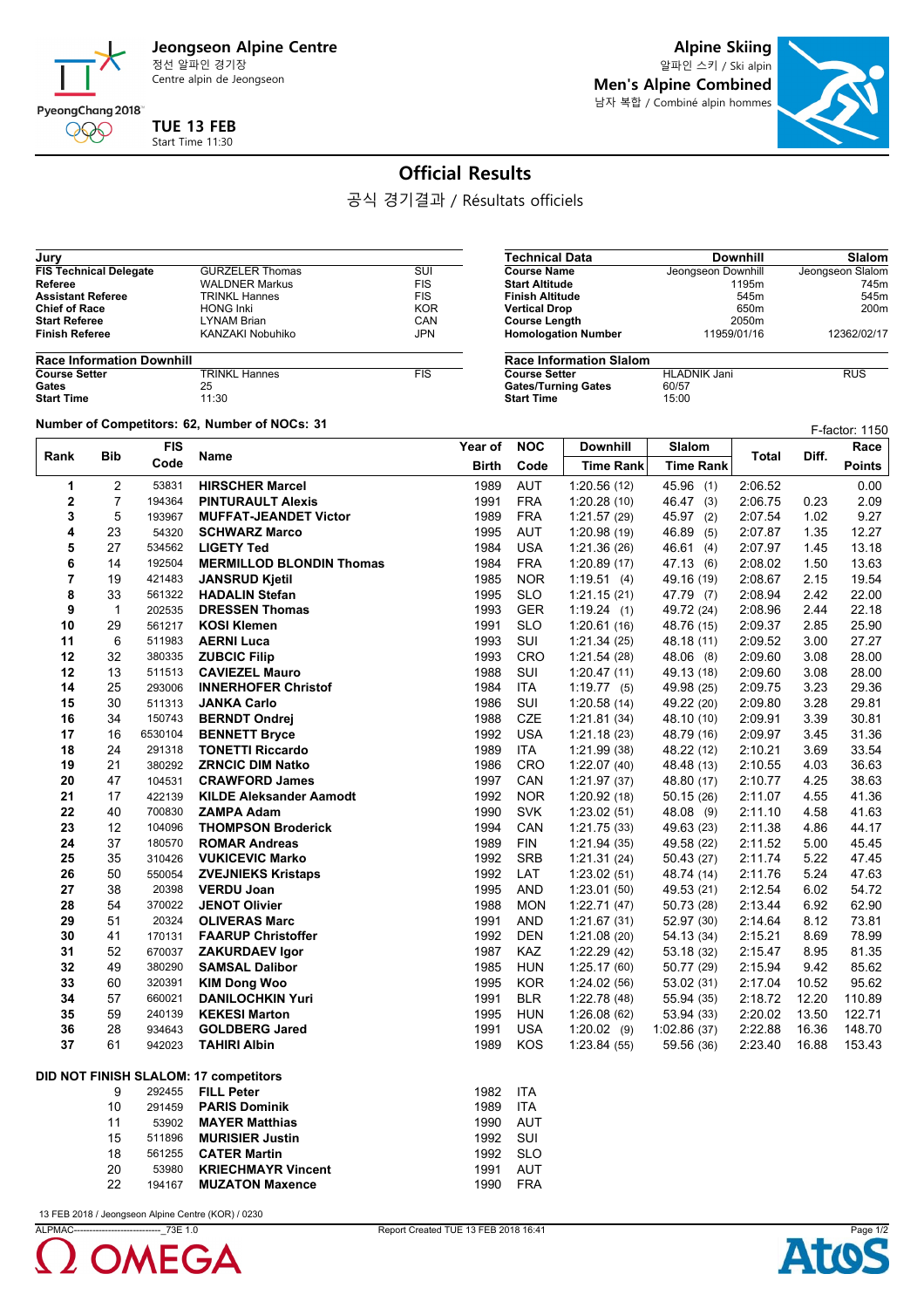Jeongseon Alpine Centre
정선 알파인 경기장
Centre alpin de Jeongseon

PyeongChang 2018

**TUE 13 FEB**
Start Time 11:30

**Alpine Skiing**
알파인 스키 / Ski alpin
**Men's Alpine Combined**
남자 복합 / Combiné alpin hommes

# Official Results

공식 경기결과 / Résultats officiels

| Jury | | |
|---|---|---|
| FIS Technical Delegate | GURZELER Thomas | SUI |
| Referee | WALDNER Markus | FIS |
| Assistant Referee | TRINKL Hannes | FIS |
| Chief of Race | HONG Inki | KOR |
| Start Referee | LYNAM Brian | CAN |
| Finish Referee | KANZAKI Nobuhiko | JPN |

| Technical Data | Downhill | Slalom |
|---|---|---|
| Course Name | Jeongseon Downhill | Jeongseon Slalom |
| Start Altitude | 1195m | 745m |
| Finish Altitude | 545m | 545m |
| Vertical Drop | 650m | 200m |
| Course Length | 2050m | |
| Homologation Number | 11959/01/16 | 12362/02/17 |

| Race Information Downhill | | |
|---|---|---|
| Course Setter | TRINKL Hannes | FIS |
| Gates | 25 | |
| Start Time | 11:30 | |

| Race Information Slalom | | |
|---|---|---|
| Course Setter | HLADNIK Jani | RUS |
| Gates/Turning Gates | 60/57 | |
| Start Time | 15:00 | |

Number of Competitors: 62, Number of NOCs: 31

F-factor: 1150

| Rank | Bib | FIS Code | Name | Year of Birth | NOC Code | Downhill Time Rank | Slalom Time Rank | Total | Diff. | Race Points |
|---|---|---|---|---|---|---|---|---|---|---|
| 1 | 2 | 53831 | **HIRSCHER Marcel** | 1989 | AUT | 1:20.56 (12) | 45.96 (1) | 2:06.52 | | 0.00 |
| 2 | 7 | 194364 | **PINTURAULT Alexis** | 1991 | FRA | 1:20.28 (10) | 46.47 (3) | 2:06.75 | 0.23 | 2.09 |
| 3 | 5 | 193967 | **MUFFAT-JEANDET Victor** | 1989 | FRA | 1:21.57 (29) | 45.97 (2) | 2:07.54 | 1.02 | 9.27 |
| 4 | 23 | 54320 | **SCHWARZ Marco** | 1995 | AUT | 1:20.98 (19) | 46.89 (5) | 2:07.87 | 1.35 | 12.27 |
| 5 | 27 | 534562 | **LIGETY Ted** | 1984 | USA | 1:21.36 (26) | 46.61 (4) | 2:07.97 | 1.45 | 13.18 |
| 6 | 14 | 192504 | **MERMILLOD BLONDIN Thomas** | 1984 | FRA | 1:20.89 (17) | 47.13 (6) | 2:08.02 | 1.50 | 13.63 |
| 7 | 19 | 421483 | **JANSRUD Kjetil** | 1985 | NOR | 1:19.51 (4) | 49.16 (19) | 2:08.67 | 2.15 | 19.54 |
| 8 | 33 | 561322 | **HADALIN Stefan** | 1995 | SLO | 1:21.15 (21) | 47.79 (7) | 2:08.94 | 2.42 | 22.00 |
| 9 | 1 | 202535 | **DRESSEN Thomas** | 1993 | GER | 1:19.24 (1) | 49.72 (24) | 2:08.96 | 2.44 | 22.18 |
| 10 | 29 | 561217 | **KOSI Klemen** | 1991 | SLO | 1:20.61 (16) | 48.76 (15) | 2:09.37 | 2.85 | 25.90 |
| 11 | 6 | 511983 | **AERNI Luca** | 1993 | SUI | 1:21.34 (25) | 48.18 (11) | 2:09.52 | 3.00 | 27.27 |
| 12 | 32 | 380335 | **ZUBCIC Filip** | 1993 | CRO | 1:21.54 (28) | 48.06 (8) | 2:09.60 | 3.08 | 28.00 |
| 12 | 13 | 511513 | **CAVIEZEL Mauro** | 1988 | SUI | 1:20.47 (11) | 49.13 (18) | 2:09.60 | 3.08 | 28.00 |
| 14 | 25 | 293006 | **INNERHOFER Christof** | 1984 | ITA | 1:19.77 (5) | 49.98 (25) | 2:09.75 | 3.23 | 29.36 |
| 15 | 30 | 511313 | **JANKA Carlo** | 1986 | SUI | 1:20.58 (14) | 49.22 (20) | 2:09.80 | 3.28 | 29.81 |
| 16 | 34 | 150743 | **BERNDT Ondrej** | 1988 | CZE | 1:21.81 (34) | 48.10 (10) | 2:09.91 | 3.39 | 30.81 |
| 17 | 16 | 6530104 | **BENNETT Bryce** | 1992 | USA | 1:21.18 (23) | 48.79 (16) | 2:09.97 | 3.45 | 31.36 |
| 18 | 24 | 291318 | **TONETTI Riccardo** | 1989 | ITA | 1:21.99 (38) | 48.22 (12) | 2:10.21 | 3.69 | 33.54 |
| 19 | 21 | 380292 | **ZRNCIC DIM Natko** | 1986 | CRO | 1:22.07 (40) | 48.48 (13) | 2:10.55 | 4.03 | 36.63 |
| 20 | 47 | 104531 | **CRAWFORD James** | 1997 | CAN | 1:21.97 (37) | 48.80 (17) | 2:10.77 | 4.25 | 38.63 |
| 21 | 17 | 422139 | **KILDE Aleksander Aamodt** | 1992 | NOR | 1:20.92 (18) | 50.15 (26) | 2:11.07 | 4.55 | 41.36 |
| 22 | 40 | 700830 | **ZAMPA Adam** | 1990 | SVK | 1:23.02 (51) | 48.08 (9) | 2:11.10 | 4.58 | 41.63 |
| 23 | 12 | 104096 | **THOMPSON Broderick** | 1994 | CAN | 1:21.75 (33) | 49.63 (23) | 2:11.38 | 4.86 | 44.17 |
| 24 | 37 | 180570 | **ROMAR Andreas** | 1989 | FIN | 1:21.94 (35) | 49.58 (22) | 2:11.52 | 5.00 | 45.45 |
| 25 | 35 | 310426 | **VUKICEVIC Marko** | 1992 | SRB | 1:21.31 (24) | 50.43 (27) | 2:11.74 | 5.22 | 47.45 |
| 26 | 50 | 550054 | **ZVEJNIEKS Kristaps** | 1992 | LAT | 1:23.02 (51) | 48.74 (14) | 2:11.76 | 5.24 | 47.63 |
| 27 | 38 | 20398 | **VERDU Joan** | 1995 | AND | 1:23.01 (50) | 49.53 (21) | 2:12.54 | 6.02 | 54.72 |
| 28 | 54 | 370022 | **JENOT Olivier** | 1988 | MON | 1:22.71 (47) | 50.73 (28) | 2:13.44 | 6.92 | 62.90 |
| 29 | 51 | 20324 | **OLIVERAS Marc** | 1991 | AND | 1:21.67 (31) | 52.97 (30) | 2:14.64 | 8.12 | 73.81 |
| 30 | 41 | 170131 | **FAARUP Christoffer** | 1992 | DEN | 1:21.08 (20) | 54.13 (34) | 2:15.21 | 8.69 | 78.99 |
| 31 | 52 | 670037 | **ZAKURDAEV Igor** | 1987 | KAZ | 1:22.29 (42) | 53.18 (32) | 2:15.47 | 8.95 | 81.35 |
| 32 | 49 | 380290 | **SAMSAL Dalibor** | 1985 | HUN | 1:25.17 (60) | 50.77 (29) | 2:15.94 | 9.42 | 85.62 |
| 33 | 60 | 320391 | **KIM Dong Woo** | 1995 | KOR | 1:24.02 (56) | 53.02 (31) | 2:17.04 | 10.52 | 95.62 |
| 34 | 57 | 660021 | **DANILOCHKIN Yuri** | 1991 | BLR | 1:22.78 (48) | 55.94 (35) | 2:18.72 | 12.20 | 110.89 |
| 35 | 59 | 240139 | **KEKESI Marton** | 1995 | HUN | 1:26.08 (62) | 53.94 (33) | 2:20.02 | 13.50 | 122.71 |
| 36 | 28 | 934643 | **GOLDBERG Jared** | 1991 | USA | 1:20.02 (9) | 1:02.86 (37) | 2:22.88 | 16.36 | 148.70 |
| 37 | 61 | 942023 | **TAHIRI Albin** | 1989 | KOS | 1:23.84 (55) | 59.56 (36) | 2:23.40 | 16.88 | 153.43 |

**DID NOT FINISH SLALOM: 17 competitors**

| Bib | FIS Code | Name | Year of Birth | NOC Code |
|---|---|---|---|---|
| 9 | 292455 | **FILL Peter** | 1982 | ITA |
| 10 | 291459 | **PARIS Dominik** | 1989 | ITA |
| 11 | 53902 | **MAYER Matthias** | 1990 | AUT |
| 15 | 511896 | **MURISIER Justin** | 1992 | SUI |
| 18 | 561255 | **CATER Martin** | 1992 | SLO |
| 20 | 53980 | **KRIECHMAYR Vincent** | 1991 | AUT |
| 22 | 194167 | **MUZATON Maxence** | 1990 | FRA |

13 FEB 2018 / Jeongseon Alpine Centre (KOR) / 0230

ALPMAC----------------------------_73E 1.0 Report Created TUE 13 FEB 2018 16:41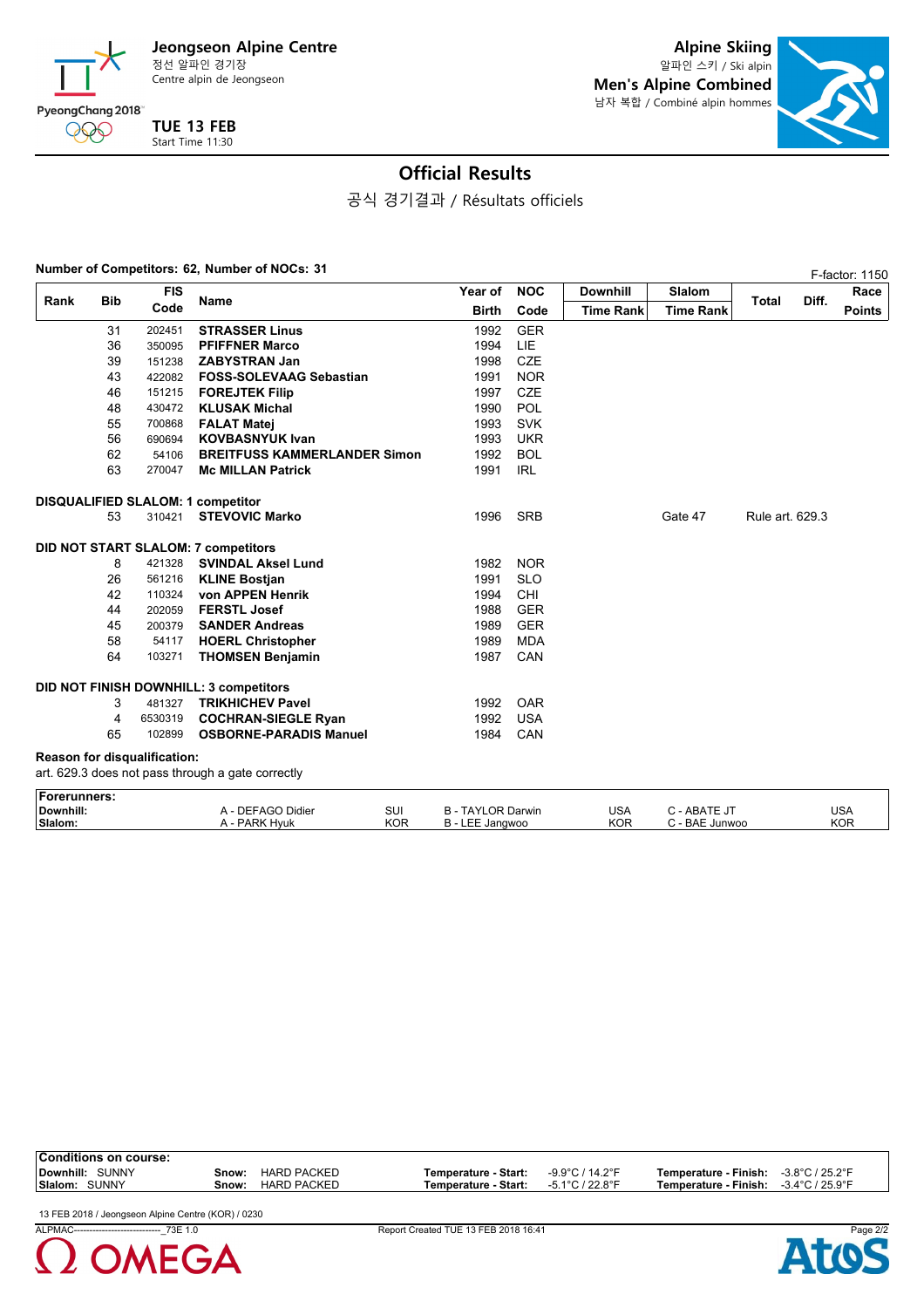Jeongseon Alpine Centre
정선 알파인 경기장
Centre alpin de Jeongseon

TUE 13 FEB
Start Time 11:30

Alpine Skiing
알파인 스키 / Ski alpin
Men's Alpine Combined
남자 복합 / Combiné alpin hommes

# Official Results

공식 경기결과 / Résultats officiels

**Number of Competitors: 62, Number of NOCs: 31**

F-factor: 1150

| Rank | Bib | FIS Code | Name | Year of Birth | NOC Code | Downhill Time Rank | Slalom Time Rank | Total | Diff. | Race Points |
|---|---|---|---|---|---|---|---|---|---|---|
| | 31 | 202451 | **STRASSER Linus** | 1992 | GER | | | | | |
| | 36 | 350095 | **PFIFFNER Marco** | 1994 | LIE | | | | | |
| | 39 | 151238 | **ZABYSTRAN Jan** | 1998 | CZE | | | | | |
| | 43 | 422082 | **FOSS-SOLEVAAG Sebastian** | 1991 | NOR | | | | | |
| | 46 | 151215 | **FOREJTEK Filip** | 1997 | CZE | | | | | |
| | 48 | 430472 | **KLUSAK Michal** | 1990 | POL | | | | | |
| | 55 | 700868 | **FALAT Matej** | 1993 | SVK | | | | | |
| | 56 | 690694 | **KOVBASNYUK Ivan** | 1993 | UKR | | | | | |
| | 62 | 54106 | **BREITFUSS KAMMERLANDER Simon** | 1992 | BOL | | | | | |
| | 63 | 270047 | **Mc MILLAN Patrick** | 1991 | IRL | | | | | |
| **DISQUALIFIED SLALOM: 1 competitor** | | | | | | | | | | |
| | 53 | 310421 | **STEVOVIC Marko** | 1996 | SRB | | Gate 47 | Rule art. 629.3 | | |
| **DID NOT START SLALOM: 7 competitors** | | | | | | | | | | |
| | 8 | 421328 | **SVINDAL Aksel Lund** | 1982 | NOR | | | | | |
| | 26 | 561216 | **KLINE Bostjan** | 1991 | SLO | | | | | |
| | 42 | 110324 | **von APPEN Henrik** | 1994 | CHI | | | | | |
| | 44 | 202059 | **FERSTL Josef** | 1988 | GER | | | | | |
| | 45 | 200379 | **SANDER Andreas** | 1989 | GER | | | | | |
| | 58 | 54117 | **HOERL Christopher** | 1989 | MDA | | | | | |
| | 64 | 103271 | **THOMSEN Benjamin** | 1987 | CAN | | | | | |
| **DID NOT FINISH DOWNHILL: 3 competitors** | | | | | | | | | | |
| | 3 | 481327 | **TRIKHICHEV Pavel** | 1992 | OAR | | | | | |
| | 4 | 6530319 | **COCHRAN-SIEGLE Ryan** | 1992 | USA | | | | | |
| | 65 | 102899 | **OSBORNE-PARADIS Manuel** | 1984 | CAN | | | | | |

**Reason for disqualification:**
art. 629.3 does not pass through a gate correctly

| **Forerunners:** | | | | | | |
|---|---|---|---|---|---|---|
| **Downhill:** | A - DEFAGO Didier | SUI | B - TAYLOR Darwin | USA | C - ABATE JT | USA |
| **Slalom:** | A - PARK Hyuk | KOR | B - LEE Jangwoo | KOR | C - BAE Junwoo | KOR |

| **Conditions on course:** | | | | | | |
|---|---|---|---|---|---|---|
| **Downhill:** SUNNY | **Snow:** | HARD PACKED | **Temperature - Start:** | -9.9°C / 14.2°F | **Temperature - Finish:** | -3.8°C / 25.2°F |
| **Slalom:** SUNNY | **Snow:** | HARD PACKED | **Temperature - Start:** | -5.1°C / 22.8°F | **Temperature - Finish:** | -3.4°C / 25.9°F |

13 FEB 2018 / Jeongseon Alpine Centre (KOR) / 0230

ALPMAC---------------------------_73E 1.0 Report Created TUE 13 FEB 2018 16:41